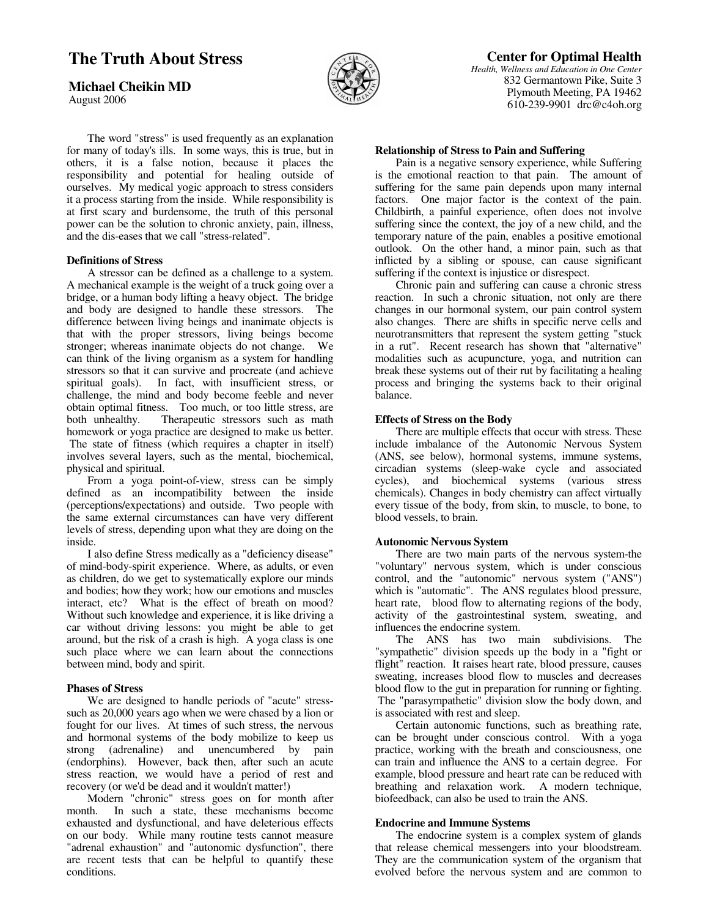# The Truth About Stress

**Michael Cheikin MD**
August 2006

**Center for Optimal Health**
*Health, Wellness and Education in One Center*
832 Germantown Pike, Suite 3
Plymouth Meeting, PA 19462
610-239-9901 drc@c4oh.org

The word "stress" is used frequently as an explanation for many of today's ills. In some ways, this is true, but in others, it is a false notion, because it places the responsibility and potential for healing outside of ourselves. My medical yogic approach to stress considers it a process starting from the inside. While responsibility is at first scary and burdensome, the truth of this personal power can be the solution to chronic anxiety, pain, illness, and the dis-eases that we call "stress-related".

### Definitions of Stress

A stressor can be defined as a challenge to a system. A mechanical example is the weight of a truck going over a bridge, or a human body lifting a heavy object. The bridge and body are designed to handle these stressors. The difference between living beings and inanimate objects is that with the proper stressors, living beings become stronger; whereas inanimate objects do not change. We can think of the living organism as a system for handling stressors so that it can survive and procreate (and achieve spiritual goals). In fact, with insufficient stress, or challenge, the mind and body become feeble and never obtain optimal fitness. Too much, or too little stress, are both unhealthy. Therapeutic stressors such as math homework or yoga practice are designed to make us better. The state of fitness (which requires a chapter in itself) involves several layers, such as the mental, biochemical, physical and spiritual.

From a yoga point-of-view, stress can be simply defined as an incompatibility between the inside (perceptions/expectations) and outside. Two people with the same external circumstances can have very different levels of stress, depending upon what they are doing on the inside.

I also define Stress medically as a "deficiency disease" of mind-body-spirit experience. Where, as adults, or even as children, do we get to systematically explore our minds and bodies; how they work; how our emotions and muscles interact, etc? What is the effect of breath on mood? Without such knowledge and experience, it is like driving a car without driving lessons: you might be able to get around, but the risk of a crash is high. A yoga class is one such place where we can learn about the connections between mind, body and spirit.

### Phases of Stress

We are designed to handle periods of "acute" stress-such as 20,000 years ago when we were chased by a lion or fought for our lives. At times of such stress, the nervous and hormonal systems of the body mobilize to keep us strong (adrenaline) and unencumbered by pain (endorphins). However, back then, after such an acute stress reaction, we would have a period of rest and recovery (or we'd be dead and it wouldn't matter!)

Modern "chronic" stress goes on for month after month. In such a state, these mechanisms become exhausted and dysfunctional, and have deleterious effects on our body. While many routine tests cannot measure "adrenal exhaustion" and "autonomic dysfunction", there are recent tests that can be helpful to quantify these conditions.

### Relationship of Stress to Pain and Suffering

Pain is a negative sensory experience, while Suffering is the emotional reaction to that pain. The amount of suffering for the same pain depends upon many internal factors. One major factor is the context of the pain. Childbirth, a painful experience, often does not involve suffering since the context, the joy of a new child, and the temporary nature of the pain, enables a positive emotional outlook. On the other hand, a minor pain, such as that inflicted by a sibling or spouse, can cause significant suffering if the context is injustice or disrespect.

Chronic pain and suffering can cause a chronic stress reaction. In such a chronic situation, not only are there changes in our hormonal system, our pain control system also changes. There are shifts in specific nerve cells and neurotransmitters that represent the system getting "stuck in a rut". Recent research has shown that "alternative" modalities such as acupuncture, yoga, and nutrition can break these systems out of their rut by facilitating a healing process and bringing the systems back to their original balance.

### Effects of Stress on the Body

There are multiple effects that occur with stress. These include imbalance of the Autonomic Nervous System (ANS, see below), hormonal systems, immune systems, circadian systems (sleep-wake cycle and associated cycles), and biochemical systems (various stress chemicals). Changes in body chemistry can affect virtually every tissue of the body, from skin, to muscle, to bone, to blood vessels, to brain.

### Autonomic Nervous System

There are two main parts of the nervous system-the "voluntary" nervous system, which is under conscious control, and the "autonomic" nervous system ("ANS") which is "automatic". The ANS regulates blood pressure, heart rate, blood flow to alternating regions of the body, activity of the gastrointestinal system, sweating, and influences the endocrine system.

The ANS has two main subdivisions. The "sympathetic" division speeds up the body in a "fight or flight" reaction. It raises heart rate, blood pressure, causes sweating, increases blood flow to muscles and decreases blood flow to the gut in preparation for running or fighting. The "parasympathetic" division slow the body down, and is associated with rest and sleep.

Certain autonomic functions, such as breathing rate, can be brought under conscious control. With a yoga practice, working with the breath and consciousness, one can train and influence the ANS to a certain degree. For example, blood pressure and heart rate can be reduced with breathing and relaxation work. A modern technique, biofeedback, can also be used to train the ANS.

### Endocrine and Immune Systems

The endocrine system is a complex system of glands that release chemical messengers into your bloodstream. They are the communication system of the organism that evolved before the nervous system and are common to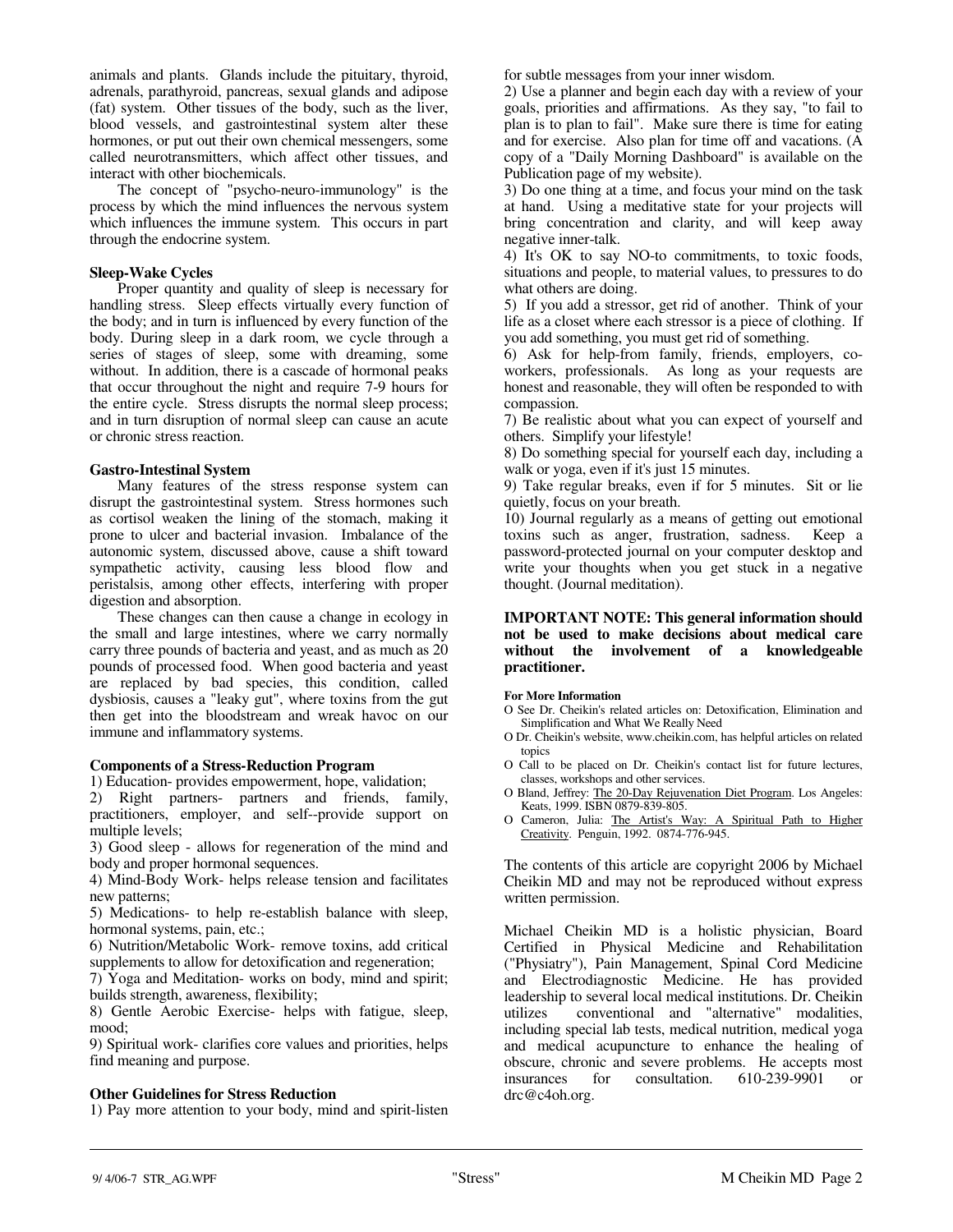animals and plants. Glands include the pituitary, thyroid, adrenals, parathyroid, pancreas, sexual glands and adipose (fat) system. Other tissues of the body, such as the liver, blood vessels, and gastrointestinal system alter these hormones, or put out their own chemical messengers, some called neurotransmitters, which affect other tissues, and interact with other biochemicals.

The concept of "psycho-neuro-immunology" is the process by which the mind influences the nervous system which influences the immune system. This occurs in part through the endocrine system.

**Sleep-Wake Cycles**

Proper quantity and quality of sleep is necessary for handling stress. Sleep effects virtually every function of the body; and in turn is influenced by every function of the body. During sleep in a dark room, we cycle through a series of stages of sleep, some with dreaming, some without. In addition, there is a cascade of hormonal peaks that occur throughout the night and require 7-9 hours for the entire cycle. Stress disrupts the normal sleep process; and in turn disruption of normal sleep can cause an acute or chronic stress reaction.

**Gastro-Intestinal System**

Many features of the stress response system can disrupt the gastrointestinal system. Stress hormones such as cortisol weaken the lining of the stomach, making it prone to ulcer and bacterial invasion. Imbalance of the autonomic system, discussed above, cause a shift toward sympathetic activity, causing less blood flow and peristalsis, among other effects, interfering with proper digestion and absorption.

These changes can then cause a change in ecology in the small and large intestines, where we carry normally carry three pounds of bacteria and yeast, and as much as 20 pounds of processed food. When good bacteria and yeast are replaced by bad species, this condition, called dysbiosis, causes a "leaky gut", where toxins from the gut then get into the bloodstream and wreak havoc on our immune and inflammatory systems.

**Components of a Stress-Reduction Program**

1) Education- provides empowerment, hope, validation;
2) Right partners- partners and friends, family, practitioners, employer, and self--provide support on multiple levels;
3) Good sleep - allows for regeneration of the mind and body and proper hormonal sequences.
4) Mind-Body Work- helps release tension and facilitates new patterns;
5) Medications- to help re-establish balance with sleep, hormonal systems, pain, etc.;
6) Nutrition/Metabolic Work- remove toxins, add critical supplements to allow for detoxification and regeneration;
7) Yoga and Meditation- works on body, mind and spirit; builds strength, awareness, flexibility;
8) Gentle Aerobic Exercise- helps with fatigue, sleep, mood;
9) Spiritual work- clarifies core values and priorities, helps find meaning and purpose.

**Other Guidelines for Stress Reduction**

1) Pay more attention to your body, mind and spirit-listen for subtle messages from your inner wisdom.
2) Use a planner and begin each day with a review of your goals, priorities and affirmations. As they say, "to fail to plan is to plan to fail". Make sure there is time for eating and for exercise. Also plan for time off and vacations. (A copy of a "Daily Morning Dashboard" is available on the Publication page of my website).
3) Do one thing at a time, and focus your mind on the task at hand. Using a meditative state for your projects will bring concentration and clarity, and will keep away negative inner-talk.
4) It's OK to say NO-to commitments, to toxic foods, situations and people, to material values, to pressures to do what others are doing.
5) If you add a stressor, get rid of another. Think of your life as a closet where each stressor is a piece of clothing. If you add something, you must get rid of something.
6) Ask for help-from family, friends, employers, co-workers, professionals. As long as your requests are honest and reasonable, they will often be responded to with compassion.
7) Be realistic about what you can expect of yourself and others. Simplify your lifestyle!
8) Do something special for yourself each day, including a walk or yoga, even if it's just 15 minutes.
9) Take regular breaks, even if for 5 minutes. Sit or lie quietly, focus on your breath.
10) Journal regularly as a means of getting out emotional toxins such as anger, frustration, sadness. Keep a password-protected journal on your computer desktop and write your thoughts when you get stuck in a negative thought. (Journal meditation).

**IMPORTANT NOTE: This general information should not be used to make decisions about medical care without the involvement of a knowledgeable practitioner.**

**For More Information**

- See Dr. Cheikin's related articles on: Detoxification, Elimination and Simplification and What We Really Need
- Dr. Cheikin's website, www.cheikin.com, has helpful articles on related topics
- Call to be placed on Dr. Cheikin's contact list for future lectures, classes, workshops and other services.
- Bland, Jeffrey: The 20-Day Rejuvenation Diet Program. Los Angeles: Keats, 1999. ISBN 0879-839-805.
- Cameron, Julia: The Artist's Way: A Spiritual Path to Higher Creativity. Penguin, 1992. 0874-776-945.

The contents of this article are copyright 2006 by Michael Cheikin MD and may not be reproduced without express written permission.

Michael Cheikin MD is a holistic physician, Board Certified in Physical Medicine and Rehabilitation ("Physiatry"), Pain Management, Spinal Cord Medicine and Electrodiagnostic Medicine. He has provided leadership to several local medical institutions. Dr. Cheikin utilizes conventional and "alternative" modalities, including special lab tests, medical nutrition, medical yoga and medical acupuncture to enhance the healing of obscure, chronic and severe problems. He accepts most insurances for consultation. 610-239-9901 or drc@c4oh.org.